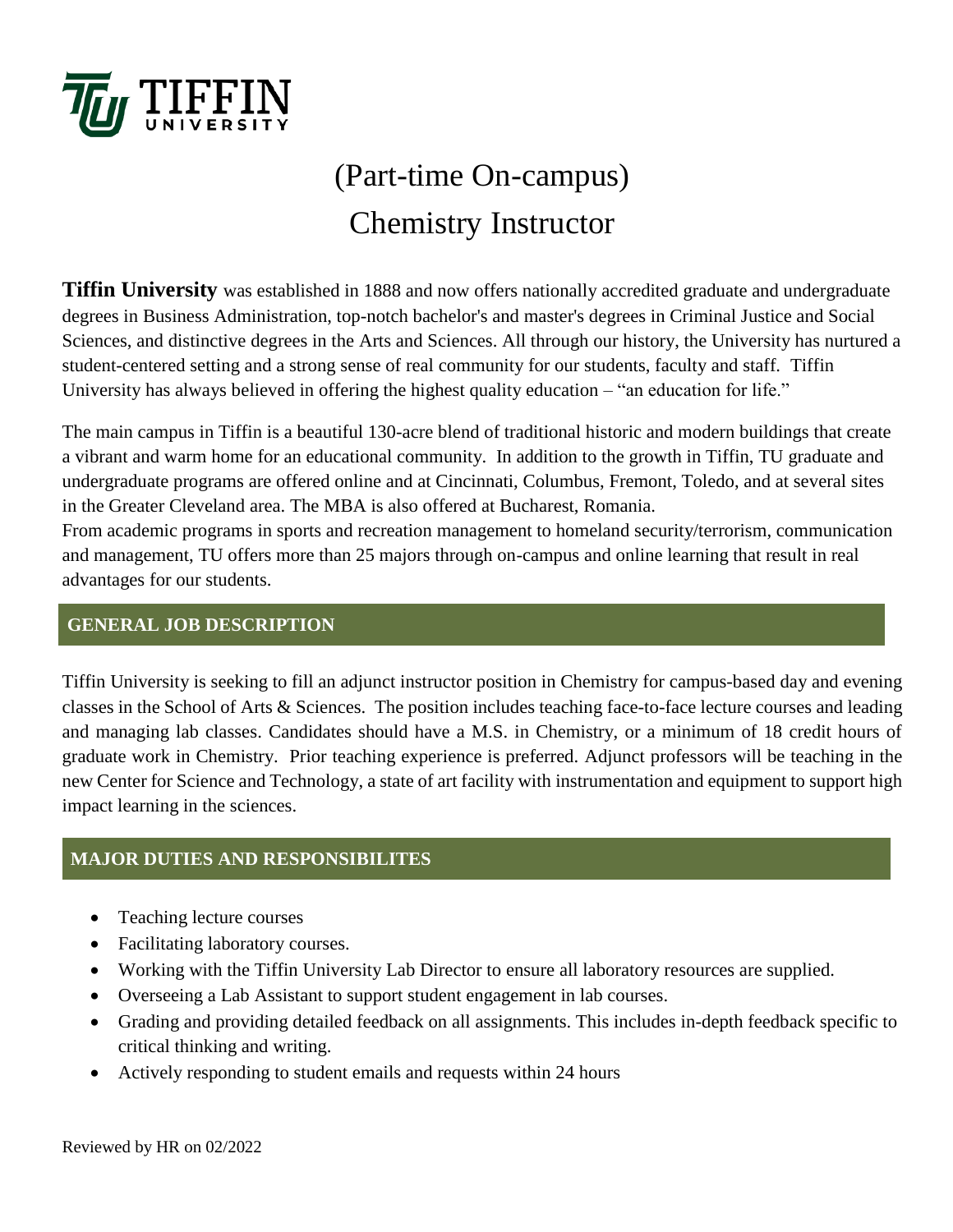TIFFIN UNIVERSITY

# (Part-time On-campus) Chemistry Instructor

**Tiffin University** was established in 1888 and now offers nationally accredited graduate and undergraduate degrees in Business Administration, top-notch bachelor's and master's degrees in Criminal Justice and Social Sciences, and distinctive degrees in the Arts and Sciences. All through our history, the University has nurtured a student-centered setting and a strong sense of real community for our students, faculty and staff. Tiffin University has always believed in offering the highest quality education – "an education for life."

The main campus in Tiffin is a beautiful 130-acre blend of traditional historic and modern buildings that create a vibrant and warm home for an educational community. In addition to the growth in Tiffin, TU graduate and undergraduate programs are offered online and at Cincinnati, Columbus, Fremont, Toledo, and at several sites in the Greater Cleveland area. The MBA is also offered at Bucharest, Romania.
From academic programs in sports and recreation management to homeland security/terrorism, communication and management, TU offers more than 25 majors through on-campus and online learning that result in real advantages for our students.

## GENERAL JOB DESCRIPTION

Tiffin University is seeking to fill an adjunct instructor position in Chemistry for campus-based day and evening classes in the School of Arts & Sciences. The position includes teaching face-to-face lecture courses and leading and managing lab classes. Candidates should have a M.S. in Chemistry, or a minimum of 18 credit hours of graduate work in Chemistry. Prior teaching experience is preferred. Adjunct professors will be teaching in the new Center for Science and Technology, a state of art facility with instrumentation and equipment to support high impact learning in the sciences.

## MAJOR DUTIES AND RESPONSIBILITES

- Teaching lecture courses
- Facilitating laboratory courses.
- Working with the Tiffin University Lab Director to ensure all laboratory resources are supplied.
- Overseeing a Lab Assistant to support student engagement in lab courses.
- Grading and providing detailed feedback on all assignments. This includes in-depth feedback specific to critical thinking and writing.
- Actively responding to student emails and requests within 24 hours

Reviewed by HR on 02/2022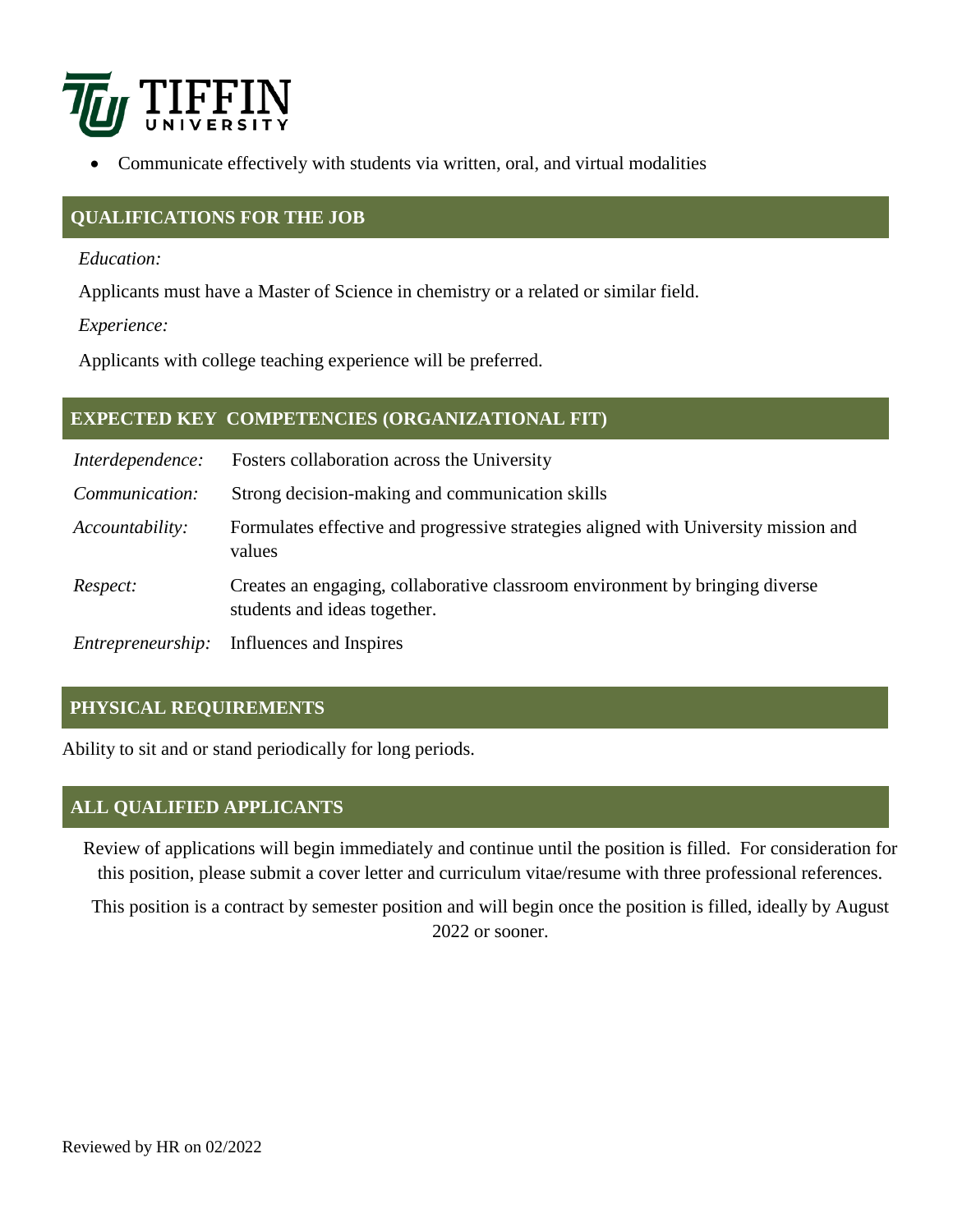- Communicate effectively with students via written, oral, and virtual modalities

## QUALIFICATIONS FOR THE JOB

*Education:*

Applicants must have a Master of Science in chemistry or a related or similar field.

*Experience:*

Applicants with college teaching experience will be preferred.

## EXPECTED KEY COMPETENCIES (ORGANIZATIONAL FIT)

| | |
|---|---|
| *Interdependence:* | Fosters collaboration across the University |
| *Communication:* | Strong decision-making and communication skills |
| *Accountability:* | Formulates effective and progressive strategies aligned with University mission and values |
| *Respect:* | Creates an engaging, collaborative classroom environment by bringing diverse students and ideas together. |
| *Entrepreneurship:* | Influences and Inspires |

## PHYSICAL REQUIREMENTS

Ability to sit and or stand periodically for long periods.

## ALL QUALIFIED APPLICANTS

Review of applications will begin immediately and continue until the position is filled. For consideration for this position, please submit a cover letter and curriculum vitae/resume with three professional references.

This position is a contract by semester position and will begin once the position is filled, ideally by August 2022 or sooner.

Reviewed by HR on 02/2022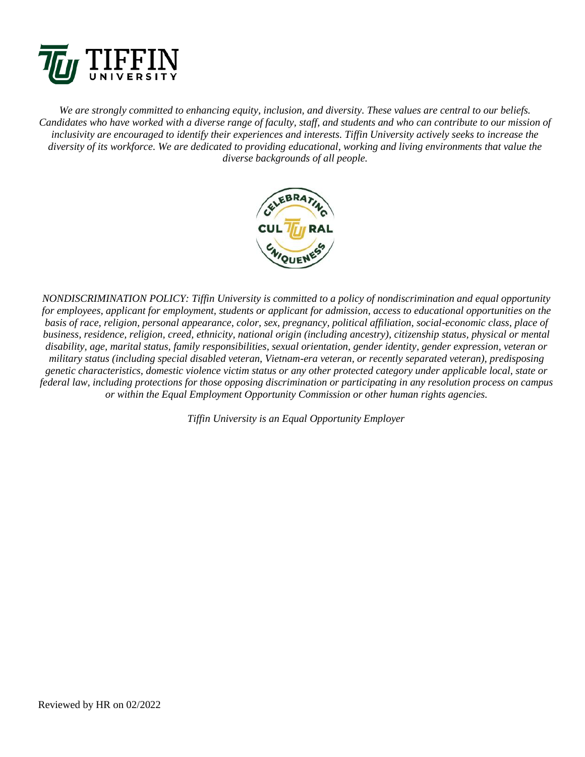*We are strongly committed to enhancing equity, inclusion, and diversity. These values are central to our beliefs. Candidates who have worked with a diverse range of faculty, staff, and students and who can contribute to our mission of inclusivity are encouraged to identify their experiences and interests. Tiffin University actively seeks to increase the diversity of its workforce. We are dedicated to providing educational, working and living environments that value the diverse backgrounds of all people.*

*NONDISCRIMINATION POLICY: Tiffin University is committed to a policy of nondiscrimination and equal opportunity for employees, applicant for employment, students or applicant for admission, access to educational opportunities on the basis of race, religion, personal appearance, color, sex, pregnancy, political affiliation, social-economic class, place of business, residence, religion, creed, ethnicity, national origin (including ancestry), citizenship status, physical or mental disability, age, marital status, family responsibilities, sexual orientation, gender identity, gender expression, veteran or military status (including special disabled veteran, Vietnam-era veteran, or recently separated veteran), predisposing genetic characteristics, domestic violence victim status or any other protected category under applicable local, state or federal law, including protections for those opposing discrimination or participating in any resolution process on campus or within the Equal Employment Opportunity Commission or other human rights agencies.*

*Tiffin University is an Equal Opportunity Employer*

Reviewed by HR on 02/2022